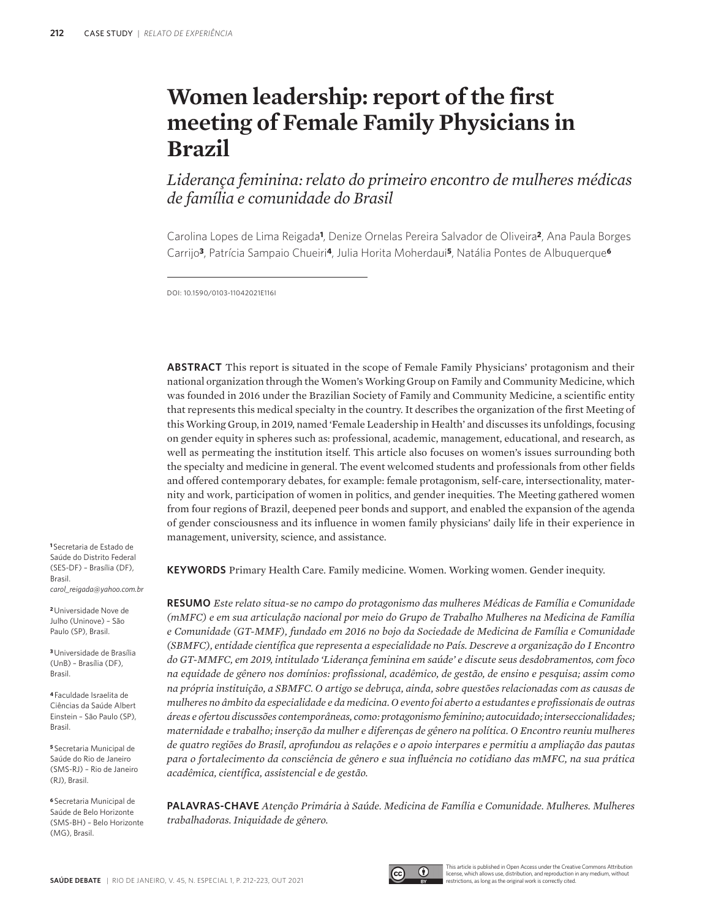# Women leadership: report of the first meeting of Female Family Physicians in Brazil

*Liderança feminina: relato do primeiro encontro de mulheres médicas de família e comunidade do Brasil*

Carolina Lopes de Lima Reigada[1], Denize Ornelas Pereira Salvador de Oliveira[2], Ana Paula Borges Carrijo[3], Patrícia Sampaio Chueiri[4], Julia Horita Moherdaui[5], Natália Pontes de Albuquerque[6]

DOI: 10.1590/0103-11042021E116I

**ABSTRACT** This report is situated in the scope of Female Family Physicians' protagonism and their national organization through the Women's Working Group on Family and Community Medicine, which was founded in 2016 under the Brazilian Society of Family and Community Medicine, a scientific entity that represents this medical specialty in the country. It describes the organization of the first Meeting of this Working Group, in 2019, named 'Female Leadership in Health' and discusses its unfoldings, focusing on gender equity in spheres such as: professional, academic, management, educational, and research, as well as permeating the institution itself. This article also focuses on women's issues surrounding both the specialty and medicine in general. The event welcomed students and professionals from other fields and offered contemporary debates, for example: female protagonism, self-care, intersectionality, maternity and work, participation of women in politics, and gender inequities. The Meeting gathered women from four regions of Brazil, deepened peer bonds and support, and enabled the expansion of the agenda of gender consciousness and its influence in women family physicians' daily life in their experience in management, university, science, and assistance.

**KEYWORDS** Primary Health Care. Family medicine. Women. Working women. Gender inequity.

**RESUMO** *Este relato situa-se no campo do protagonismo das mulheres Médicas de Família e Comunidade (mMFC) e em sua articulação nacional por meio do Grupo de Trabalho Mulheres na Medicina de Família e Comunidade (GT-MMF), fundado em 2016 no bojo da Sociedade de Medicina de Família e Comunidade (SBMFC), entidade científica que representa a especialidade no País. Descreve a organização do I Encontro do GT-MMFC, em 2019, intitulado 'Liderança feminina em saúde' e discute seus desdobramentos, com foco na equidade de gênero nos domínios: profissional, acadêmico, de gestão, de ensino e pesquisa; assim como na própria instituição, a SBMFC. O artigo se debruça, ainda, sobre questões relacionadas com as causas de mulheres no âmbito da especialidade e da medicina. O evento foi aberto a estudantes e profissionais de outras áreas e ofertou discussões contemporâneas, como: protagonismo feminino; autocuidado; interseccionalidades; maternidade e trabalho; inserção da mulher e diferenças de gênero na política. O Encontro reuniu mulheres de quatro regiões do Brasil, aprofundou as relações e o apoio interpares e permitiu a ampliação das pautas para o fortalecimento da consciência de gênero e sua influência no cotidiano das mMFC, na sua prática acadêmica, científica, assistencial e de gestão.*

**PALAVRAS-CHAVE** *Atenção Primária à Saúde. Medicina de Família e Comunidade. Mulheres. Mulheres trabalhadoras. Iniquidade de gênero.*

[1] Secretaria de Estado de Saúde do Distrito Federal (SES-DF) – Brasília (DF), Brasil.
*carol_reigada@yahoo.com.br*

[2] Universidade Nove de Julho (Uninove) – São Paulo (SP), Brasil.

[3] Universidade de Brasília (UnB) – Brasília (DF), Brasil.

[4] Faculdade Israelita de Ciências da Saúde Albert Einstein – São Paulo (SP), Brasil.

[5] Secretaria Municipal de Saúde do Rio de Janeiro (SMS-RJ) – Rio de Janeiro (RJ), Brasil.

[6] Secretaria Municipal de Saúde de Belo Horizonte (SMS-BH) – Belo Horizonte (MG), Brasil.

This article is published in Open Access under the Creative Commons Attribution license, which allows use, distribution, and reproduction in any medium, without restrictions, as long as the original work is correctly cited.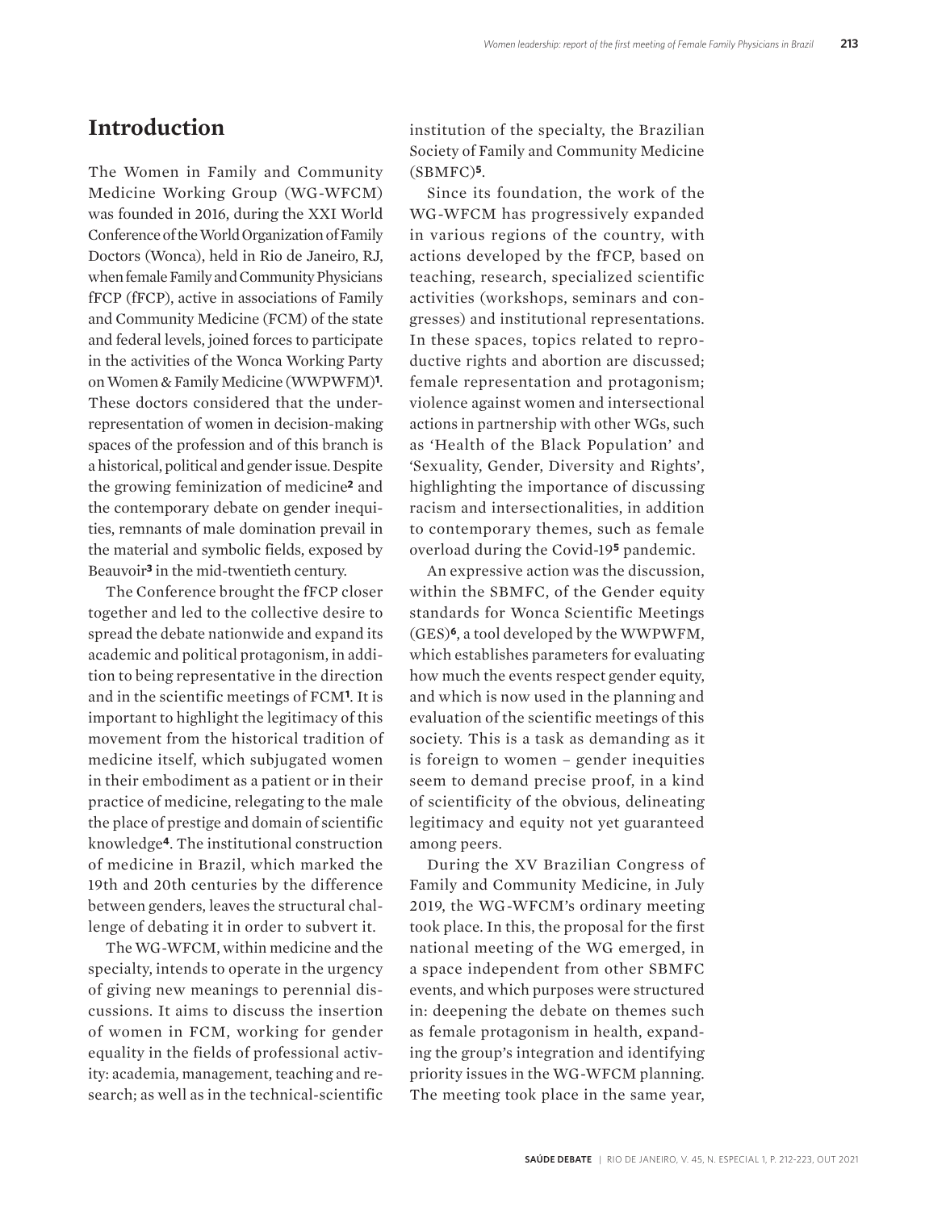## Introduction

The Women in Family and Community Medicine Working Group (WG-WFCM) was founded in 2016, during the XXI World Conference of the World Organization of Family Doctors (Wonca), held in Rio de Janeiro, RJ, when female Family and Community Physicians fFCP (fFCP), active in associations of Family and Community Medicine (FCM) of the state and federal levels, joined forces to participate in the activities of the Wonca Working Party on Women & Family Medicine (WWPWFM)[1]. These doctors considered that the underrepresentation of women in decision-making spaces of the profession and of this branch is a historical, political and gender issue. Despite the growing feminization of medicine[2] and the contemporary debate on gender inequities, remnants of male domination prevail in the material and symbolic fields, exposed by Beauvoir[3] in the mid-twentieth century.

The Conference brought the fFCP closer together and led to the collective desire to spread the debate nationwide and expand its academic and political protagonism, in addition to being representative in the direction and in the scientific meetings of FCM[1]. It is important to highlight the legitimacy of this movement from the historical tradition of medicine itself, which subjugated women in their embodiment as a patient or in their practice of medicine, relegating to the male the place of prestige and domain of scientific knowledge[4]. The institutional construction of medicine in Brazil, which marked the 19th and 20th centuries by the difference between genders, leaves the structural challenge of debating it in order to subvert it.

The WG-WFCM, within medicine and the specialty, intends to operate in the urgency of giving new meanings to perennial discussions. It aims to discuss the insertion of women in FCM, working for gender equality in the fields of professional activity: academia, management, teaching and research; as well as in the technical-scientific institution of the specialty, the Brazilian Society of Family and Community Medicine (SBMFC)[5].

Since its foundation, the work of the WG-WFCM has progressively expanded in various regions of the country, with actions developed by the fFCP, based on teaching, research, specialized scientific activities (workshops, seminars and congresses) and institutional representations. In these spaces, topics related to reproductive rights and abortion are discussed; female representation and protagonism; violence against women and intersectional actions in partnership with other WGs, such as 'Health of the Black Population' and 'Sexuality, Gender, Diversity and Rights', highlighting the importance of discussing racism and intersectionalities, in addition to contemporary themes, such as female overload during the Covid-19[5] pandemic.

An expressive action was the discussion, within the SBMFC, of the Gender equity standards for Wonca Scientific Meetings (GES)[6], a tool developed by the WWPWFM, which establishes parameters for evaluating how much the events respect gender equity, and which is now used in the planning and evaluation of the scientific meetings of this society. This is a task as demanding as it is foreign to women – gender inequities seem to demand precise proof, in a kind of scientificity of the obvious, delineating legitimacy and equity not yet guaranteed among peers.

During the XV Brazilian Congress of Family and Community Medicine, in July 2019, the WG-WFCM's ordinary meeting took place. In this, the proposal for the first national meeting of the WG emerged, in a space independent from other SBMFC events, and which purposes were structured in: deepening the debate on themes such as female protagonism in health, expanding the group's integration and identifying priority issues in the WG-WFCM planning. The meeting took place in the same year,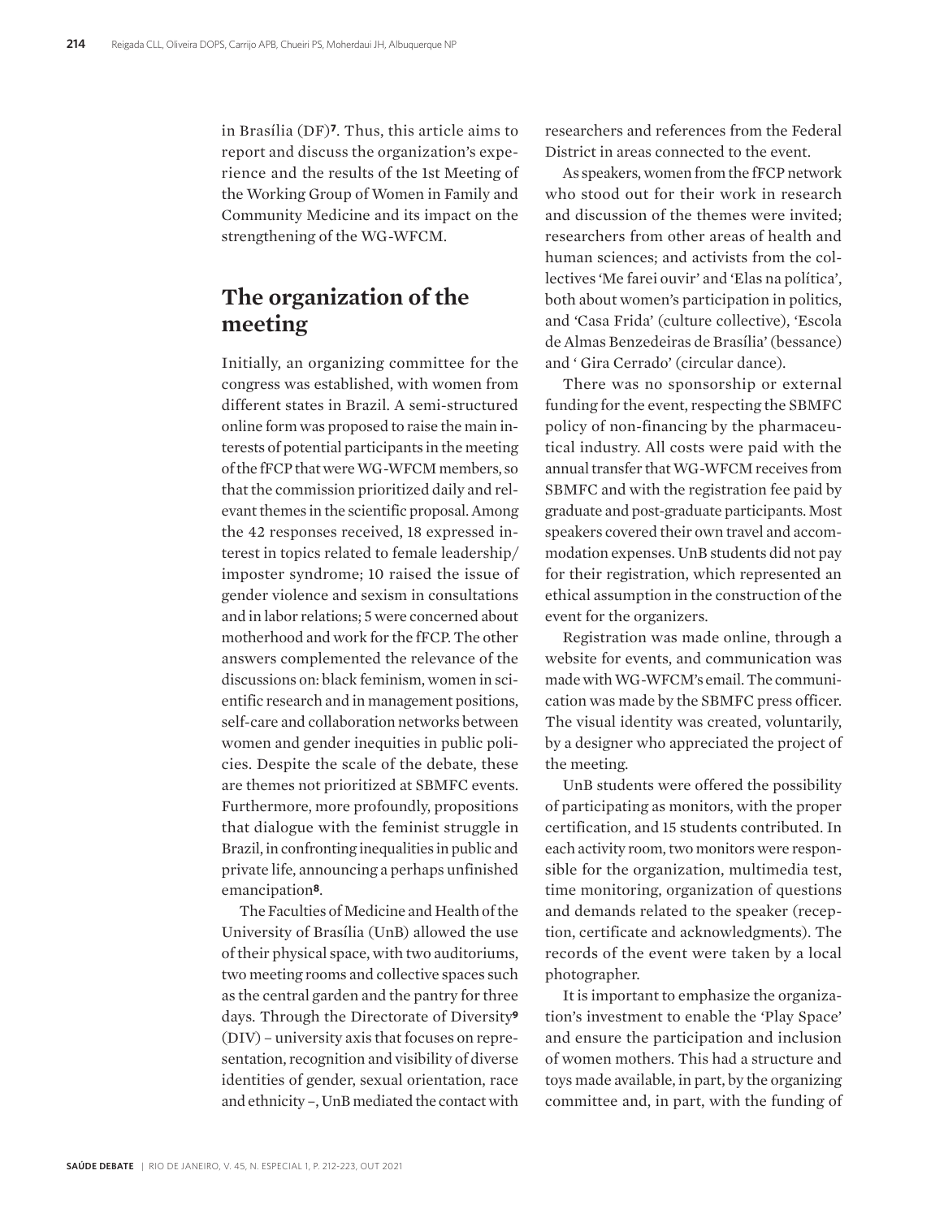in Brasília (DF)[7]. Thus, this article aims to report and discuss the organization's experience and the results of the 1st Meeting of the Working Group of Women in Family and Community Medicine and its impact on the strengthening of the WG-WFCM.

## The organization of the meeting

Initially, an organizing committee for the congress was established, with women from different states in Brazil. A semi-structured online form was proposed to raise the main interests of potential participants in the meeting of the fFCP that were WG-WFCM members, so that the commission prioritized daily and relevant themes in the scientific proposal. Among the 42 responses received, 18 expressed interest in topics related to female leadership/imposter syndrome; 10 raised the issue of gender violence and sexism in consultations and in labor relations; 5 were concerned about motherhood and work for the fFCP. The other answers complemented the relevance of the discussions on: black feminism, women in scientific research and in management positions, self-care and collaboration networks between women and gender inequities in public policies. Despite the scale of the debate, these are themes not prioritized at SBMFC events. Furthermore, more profoundly, propositions that dialogue with the feminist struggle in Brazil, in confronting inequalities in public and private life, announcing a perhaps unfinished emancipation[8].

The Faculties of Medicine and Health of the University of Brasília (UnB) allowed the use of their physical space, with two auditoriums, two meeting rooms and collective spaces such as the central garden and the pantry for three days. Through the Directorate of Diversity[9] (DIV) – university axis that focuses on representation, recognition and visibility of diverse identities of gender, sexual orientation, race and ethnicity –, UnB mediated the contact with researchers and references from the Federal District in areas connected to the event.

As speakers, women from the fFCP network who stood out for their work in research and discussion of the themes were invited; researchers from other areas of health and human sciences; and activists from the collectives 'Me farei ouvir' and 'Elas na política', both about women's participation in politics, and 'Casa Frida' (culture collective), 'Escola de Almas Benzedeiras de Brasília' (bessance) and ' Gira Cerrado' (circular dance).

There was no sponsorship or external funding for the event, respecting the SBMFC policy of non-financing by the pharmaceutical industry. All costs were paid with the annual transfer that WG-WFCM receives from SBMFC and with the registration fee paid by graduate and post-graduate participants. Most speakers covered their own travel and accommodation expenses. UnB students did not pay for their registration, which represented an ethical assumption in the construction of the event for the organizers.

Registration was made online, through a website for events, and communication was made with WG-WFCM's email. The communication was made by the SBMFC press officer. The visual identity was created, voluntarily, by a designer who appreciated the project of the meeting.

UnB students were offered the possibility of participating as monitors, with the proper certification, and 15 students contributed. In each activity room, two monitors were responsible for the organization, multimedia test, time monitoring, organization of questions and demands related to the speaker (reception, certificate and acknowledgments). The records of the event were taken by a local photographer.

It is important to emphasize the organization's investment to enable the 'Play Space' and ensure the participation and inclusion of women mothers. This had a structure and toys made available, in part, by the organizing committee and, in part, with the funding of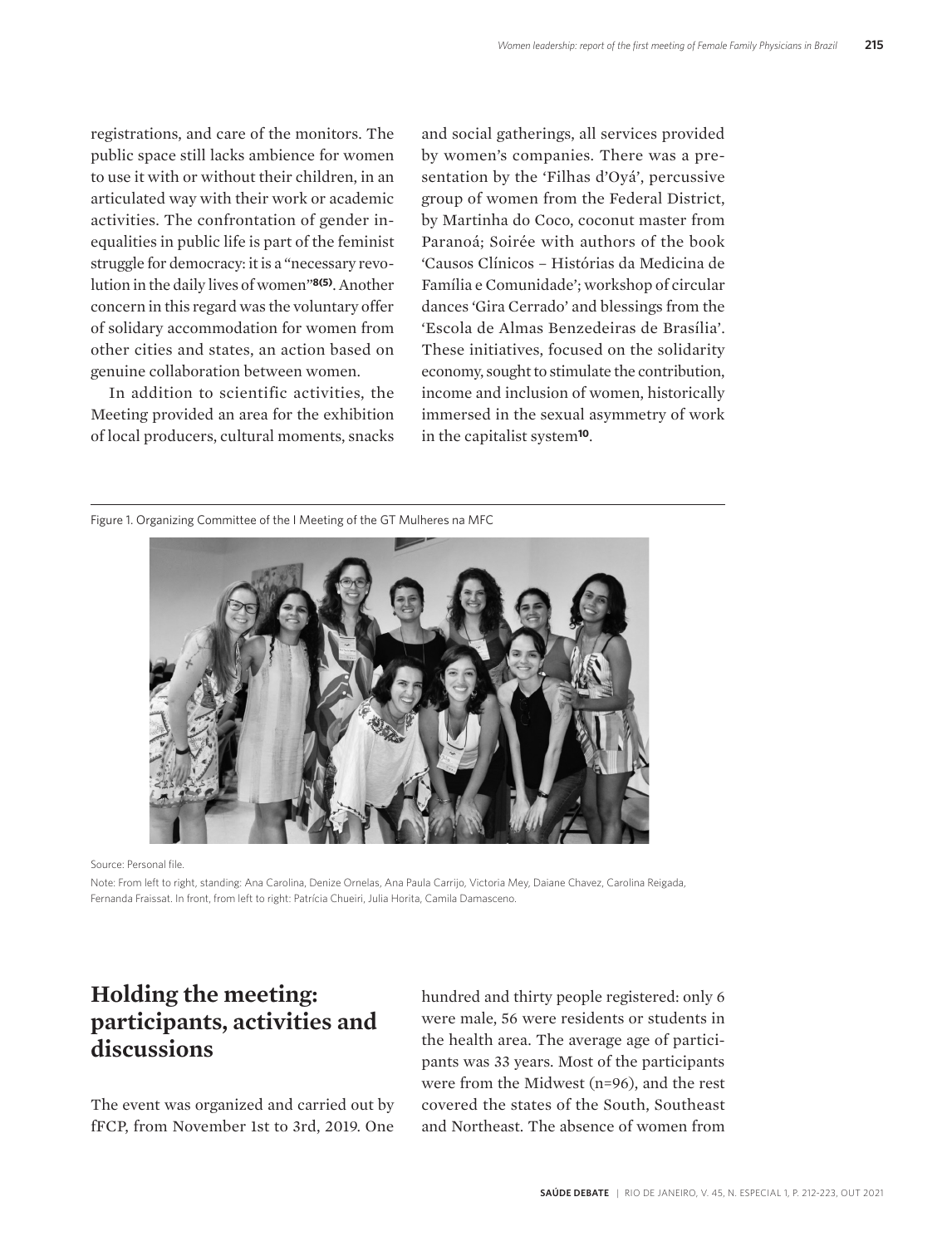registrations, and care of the monitors. The public space still lacks ambience for women to use it with or without their children, in an articulated way with their work or academic activities. The confrontation of gender inequalities in public life is part of the feminist struggle for democracy: it is a "necessary revolution in the daily lives of women"[8(5)]. Another concern in this regard was the voluntary offer of solidary accommodation for women from other cities and states, an action based on genuine collaboration between women.

In addition to scientific activities, the Meeting provided an area for the exhibition of local producers, cultural moments, snacks and social gatherings, all services provided by women's companies. There was a presentation by the 'Filhas d'Oyá', percussive group of women from the Federal District, by Martinha do Coco, coconut master from Paranoá; Soirée with authors of the book 'Causos Clínicos – Histórias da Medicina de Família e Comunidade'; workshop of circular dances 'Gira Cerrado' and blessings from the 'Escola de Almas Benzedeiras de Brasília'. These initiatives, focused on the solidarity economy, sought to stimulate the contribution, income and inclusion of women, historically immersed in the sexual asymmetry of work in the capitalist system[10].

Figure 1. Organizing Committee of the I Meeting of the GT Mulheres na MFC

Source: Personal file.

Note: From left to right, standing: Ana Carolina, Denize Ornelas, Ana Paula Carrijo, Victoria Mey, Daiane Chavez, Carolina Reigada, Fernanda Fraissat. In front, from left to right: Patrícia Chueiri, Julia Horita, Camila Damasceno.

## Holding the meeting: participants, activities and discussions

The event was organized and carried out by fFCP, from November 1st to 3rd, 2019. One hundred and thirty people registered: only 6 were male, 56 were residents or students in the health area. The average age of participants was 33 years. Most of the participants were from the Midwest (n=96), and the rest covered the states of the South, Southeast and Northeast. The absence of women from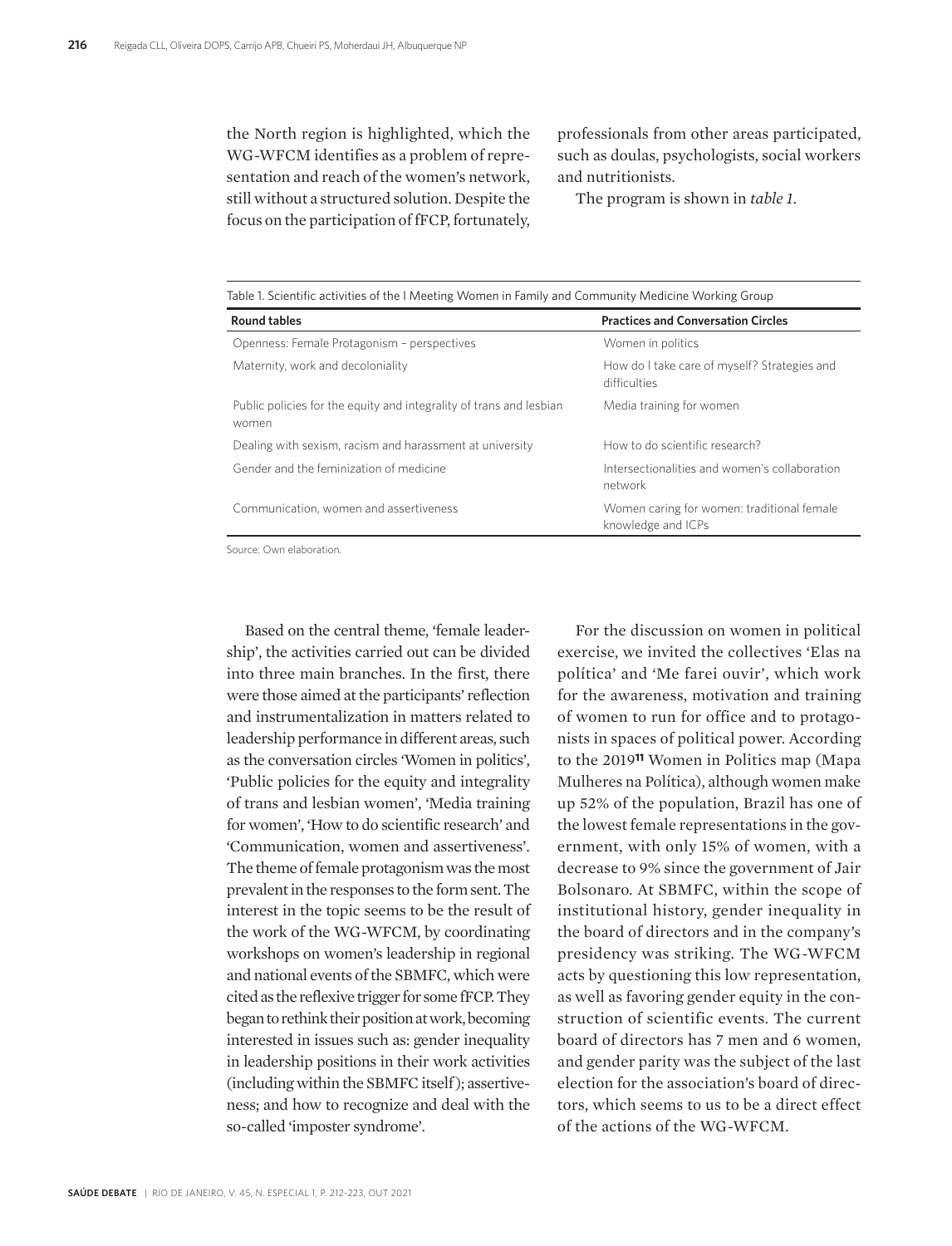the North region is highlighted, which the WG-WFCM identifies as a problem of representation and reach of the women's network, still without a structured solution. Despite the focus on the participation of fFCP, fortunately, professionals from other areas participated, such as doulas, psychologists, social workers and nutritionists.

The program is shown in *table 1*.

Table 1. Scientific activities of the I Meeting Women in Family and Community Medicine Working Group

| Round tables | Practices and Conversation Circles |
|---|---|
| Openness: Female Protagonism – perspectives | Women in politics |
| Maternity, work and decoloniality | How do I take care of myself? Strategies and difficulties |
| Public policies for the equity and integrality of trans and lesbian women | Media training for women |
| Dealing with sexism, racism and harassment at university | How to do scientific research? |
| Gender and the feminization of medicine | Intersectionalities and women's collaboration network |
| Communication, women and assertiveness | Women caring for women: traditional female knowledge and ICPs |

Source: Own elaboration.

Based on the central theme, 'female leadership', the activities carried out can be divided into three main branches. In the first, there were those aimed at the participants' reflection and instrumentalization in matters related to leadership performance in different areas, such as the conversation circles 'Women in politics', 'Public policies for the equity and integrality of trans and lesbian women', 'Media training for women', 'How to do scientific research' and 'Communication, women and assertiveness'. The theme of female protagonism was the most prevalent in the responses to the form sent. The interest in the topic seems to be the result of the work of the WG-WFCM, by coordinating workshops on women's leadership in regional and national events of the SBMFC, which were cited as the reflexive trigger for some fFCP. They began to rethink their position at work, becoming interested in issues such as: gender inequality in leadership positions in their work activities (including within the SBMFC itself); assertiveness; and how to recognize and deal with the so-called 'imposter syndrome'.

For the discussion on women in political exercise, we invited the collectives 'Elas na política' and 'Me farei ouvir', which work for the awareness, motivation and training of women to run for office and to protagonists in spaces of political power. According to the 2019[11] Women in Politics map (Mapa Mulheres na Política), although women make up 52% of the population, Brazil has one of the lowest female representations in the government, with only 15% of women, with a decrease to 9% since the government of Jair Bolsonaro. At SBMFC, within the scope of institutional history, gender inequality in the board of directors and in the company's presidency was striking. The WG-WFCM acts by questioning this low representation, as well as favoring gender equity in the construction of scientific events. The current board of directors has 7 men and 6 women, and gender parity was the subject of the last election for the association's board of directors, which seems to us to be a direct effect of the actions of the WG-WFCM.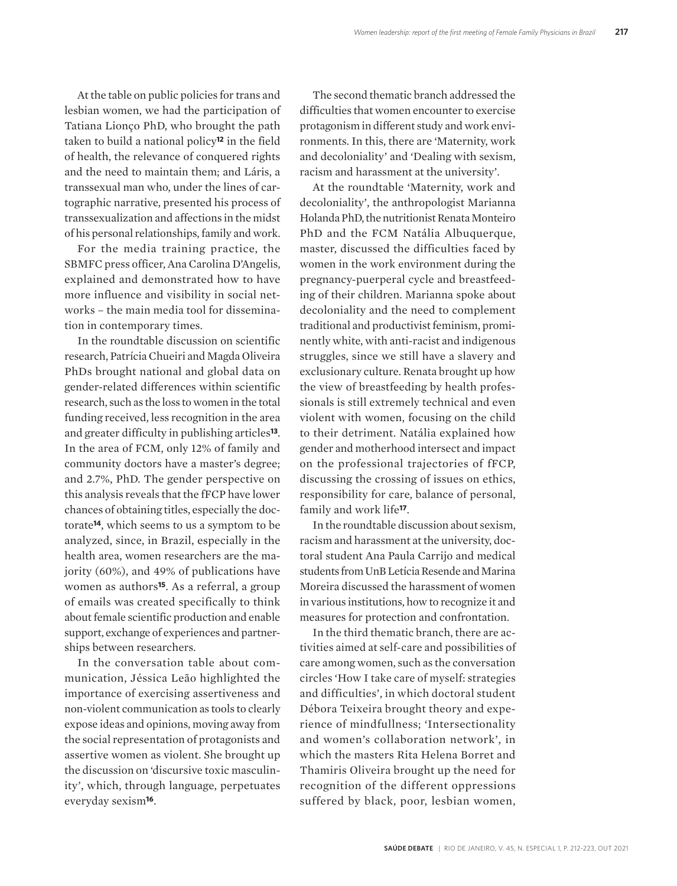At the table on public policies for trans and lesbian women, we had the participation of Tatiana Lionço PhD, who brought the path taken to build a national policy[12] in the field of health, the relevance of conquered rights and the need to maintain them; and Láris, a transsexual man who, under the lines of cartographic narrative, presented his process of transsexualization and affections in the midst of his personal relationships, family and work.

For the media training practice, the SBMFC press officer, Ana Carolina D'Angelis, explained and demonstrated how to have more influence and visibility in social networks – the main media tool for dissemination in contemporary times.

In the roundtable discussion on scientific research, Patrícia Chueiri and Magda Oliveira PhDs brought national and global data on gender-related differences within scientific research, such as the loss to women in the total funding received, less recognition in the area and greater difficulty in publishing articles[13]. In the area of FCM, only 12% of family and community doctors have a master's degree; and 2.7%, PhD. The gender perspective on this analysis reveals that the fFCP have lower chances of obtaining titles, especially the doctorate[14], which seems to us a symptom to be analyzed, since, in Brazil, especially in the health area, women researchers are the majority (60%), and 49% of publications have women as authors[15]. As a referral, a group of emails was created specifically to think about female scientific production and enable support, exchange of experiences and partnerships between researchers.

In the conversation table about communication, Jéssica Leão highlighted the importance of exercising assertiveness and non-violent communication as tools to clearly expose ideas and opinions, moving away from the social representation of protagonists and assertive women as violent. She brought up the discussion on 'discursive toxic masculinity', which, through language, perpetuates everyday sexism[16].

The second thematic branch addressed the difficulties that women encounter to exercise protagonism in different study and work environments. In this, there are 'Maternity, work and decoloniality' and 'Dealing with sexism, racism and harassment at the university'.

At the roundtable 'Maternity, work and decoloniality', the anthropologist Marianna Holanda PhD, the nutritionist Renata Monteiro PhD and the FCM Natália Albuquerque, master, discussed the difficulties faced by women in the work environment during the pregnancy-puerperal cycle and breastfeeding of their children. Marianna spoke about decoloniality and the need to complement traditional and productivist feminism, prominently white, with anti-racist and indigenous struggles, since we still have a slavery and exclusionary culture. Renata brought up how the view of breastfeeding by health professionals is still extremely technical and even violent with women, focusing on the child to their detriment. Natália explained how gender and motherhood intersect and impact on the professional trajectories of fFCP, discussing the crossing of issues on ethics, responsibility for care, balance of personal, family and work life[17].

In the roundtable discussion about sexism, racism and harassment at the university, doctoral student Ana Paula Carrijo and medical students from UnB Letícia Resende and Marina Moreira discussed the harassment of women in various institutions, how to recognize it and measures for protection and confrontation.

In the third thematic branch, there are activities aimed at self-care and possibilities of care among women, such as the conversation circles 'How I take care of myself: strategies and difficulties', in which doctoral student Débora Teixeira brought theory and experience of mindfullness; 'Intersectionality and women's collaboration network', in which the masters Rita Helena Borret and Thamiris Oliveira brought up the need for recognition of the different oppressions suffered by black, poor, lesbian women,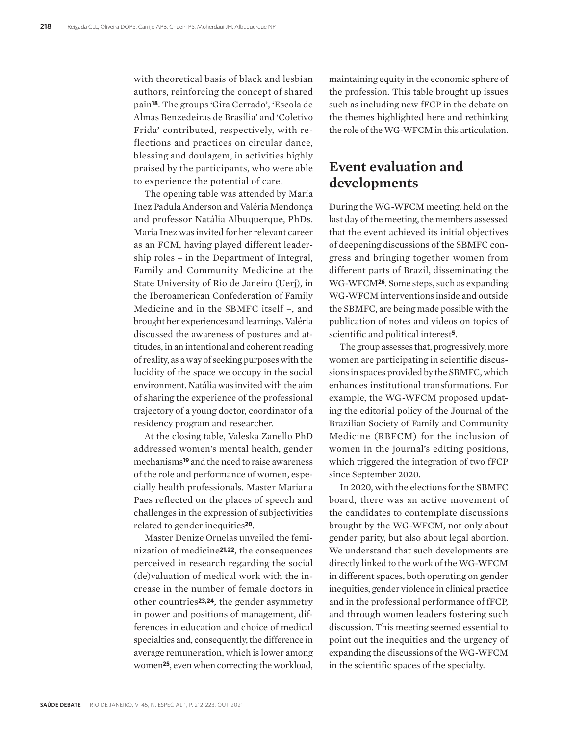with theoretical basis of black and lesbian authors, reinforcing the concept of shared pain[18]. The groups 'Gira Cerrado', 'Escola de Almas Benzedeiras de Brasília' and 'Coletivo Frida' contributed, respectively, with reflections and practices on circular dance, blessing and doulagem, in activities highly praised by the participants, who were able to experience the potential of care.

The opening table was attended by Maria Inez Padula Anderson and Valéria Mendonça and professor Natália Albuquerque, PhDs. Maria Inez was invited for her relevant career as an FCM, having played different leadership roles – in the Department of Integral, Family and Community Medicine at the State University of Rio de Janeiro (Uerj), in the Iberoamerican Confederation of Family Medicine and in the SBMFC itself –, and brought her experiences and learnings. Valéria discussed the awareness of postures and attitudes, in an intentional and coherent reading of reality, as a way of seeking purposes with the lucidity of the space we occupy in the social environment. Natália was invited with the aim of sharing the experience of the professional trajectory of a young doctor, coordinator of a residency program and researcher.

At the closing table, Valeska Zanello PhD addressed women's mental health, gender mechanisms[19] and the need to raise awareness of the role and performance of women, especially health professionals. Master Mariana Paes reflected on the places of speech and challenges in the expression of subjectivities related to gender inequities[20].

Master Denize Ornelas unveiled the feminization of medicine[21,22], the consequences perceived in research regarding the social (de)valuation of medical work with the increase in the number of female doctors in other countries[23,24], the gender asymmetry in power and positions of management, differences in education and choice of medical specialties and, consequently, the difference in average remuneration, which is lower among women[25], even when correcting the workload, maintaining equity in the economic sphere of the profession. This table brought up issues such as including new fFCP in the debate on the themes highlighted here and rethinking the role of the WG-WFCM in this articulation.

## Event evaluation and developments

During the WG-WFCM meeting, held on the last day of the meeting, the members assessed that the event achieved its initial objectives of deepening discussions of the SBMFC congress and bringing together women from different parts of Brazil, disseminating the WG-WFCM[26]. Some steps, such as expanding WG-WFCM interventions inside and outside the SBMFC, are being made possible with the publication of notes and videos on topics of scientific and political interest[5].

The group assesses that, progressively, more women are participating in scientific discussions in spaces provided by the SBMFC, which enhances institutional transformations. For example, the WG-WFCM proposed updating the editorial policy of the Journal of the Brazilian Society of Family and Community Medicine (RBFCM) for the inclusion of women in the journal's editing positions, which triggered the integration of two fFCP since September 2020.

In 2020, with the elections for the SBMFC board, there was an active movement of the candidates to contemplate discussions brought by the WG-WFCM, not only about gender parity, but also about legal abortion. We understand that such developments are directly linked to the work of the WG-WFCM in different spaces, both operating on gender inequities, gender violence in clinical practice and in the professional performance of fFCP, and through women leaders fostering such discussion. This meeting seemed essential to point out the inequities and the urgency of expanding the discussions of the WG-WFCM in the scientific spaces of the specialty.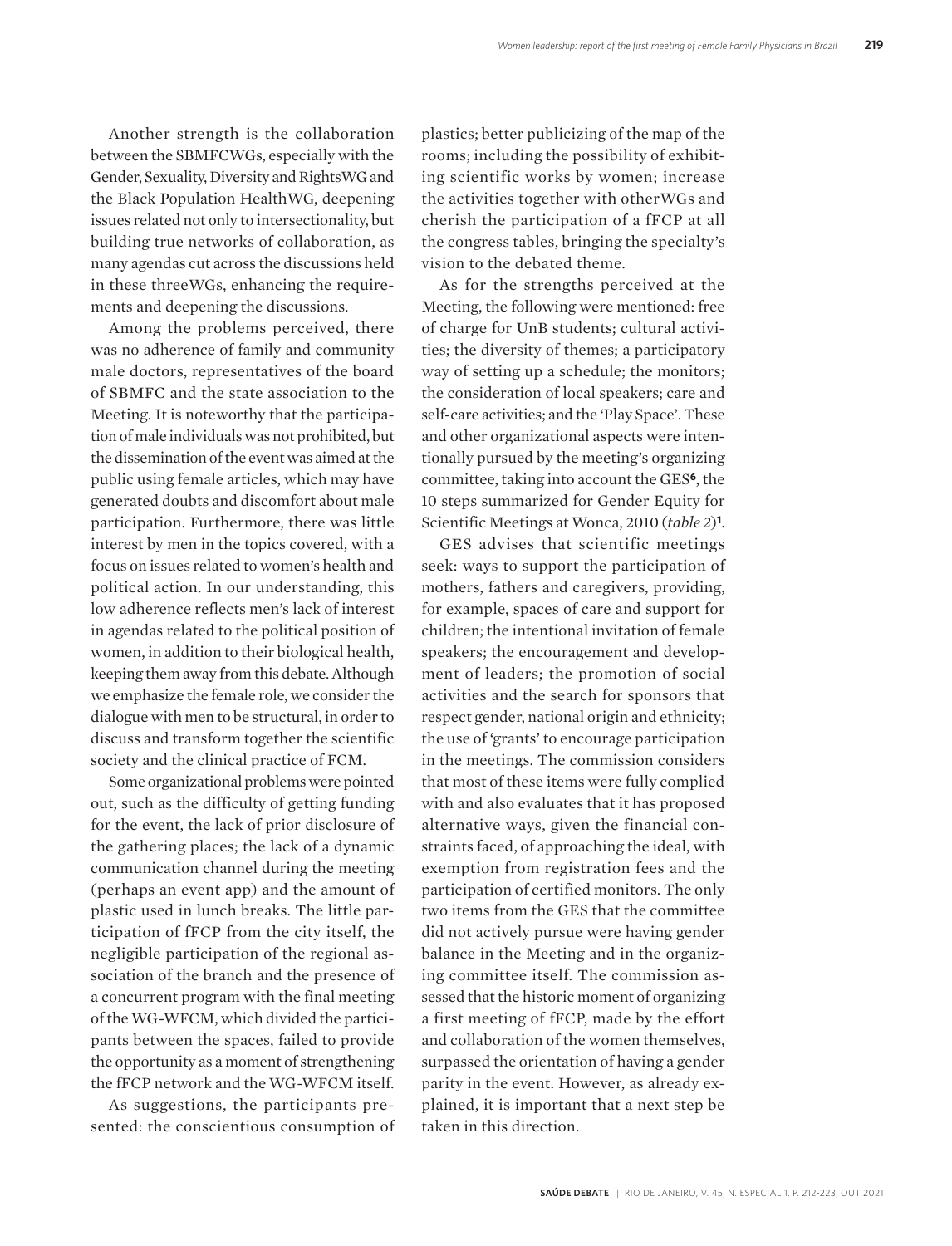Another strength is the collaboration between the SBMFCWGs, especially with the Gender, Sexuality, Diversity and RightsWG and the Black Population HealthWG, deepening issues related not only to intersectionality, but building true networks of collaboration, as many agendas cut across the discussions held in these threeWGs, enhancing the requirements and deepening the discussions.

Among the problems perceived, there was no adherence of family and community male doctors, representatives of the board of SBMFC and the state association to the Meeting. It is noteworthy that the participation of male individuals was not prohibited, but the dissemination of the event was aimed at the public using female articles, which may have generated doubts and discomfort about male participation. Furthermore, there was little interest by men in the topics covered, with a focus on issues related to women's health and political action. In our understanding, this low adherence reflects men's lack of interest in agendas related to the political position of women, in addition to their biological health, keeping them away from this debate. Although we emphasize the female role, we consider the dialogue with men to be structural, in order to discuss and transform together the scientific society and the clinical practice of FCM.

Some organizational problems were pointed out, such as the difficulty of getting funding for the event, the lack of prior disclosure of the gathering places; the lack of a dynamic communication channel during the meeting (perhaps an event app) and the amount of plastic used in lunch breaks. The little participation of fFCP from the city itself, the negligible participation of the regional association of the branch and the presence of a concurrent program with the final meeting of the WG-WFCM, which divided the participants between the spaces, failed to provide the opportunity as a moment of strengthening the fFCP network and the WG-WFCM itself.

As suggestions, the participants presented: the conscientious consumption of plastics; better publicizing of the map of the rooms; including the possibility of exhibiting scientific works by women; increase the activities together with otherWGs and cherish the participation of a fFCP at all the congress tables, bringing the specialty's vision to the debated theme.

As for the strengths perceived at the Meeting, the following were mentioned: free of charge for UnB students; cultural activities; the diversity of themes; a participatory way of setting up a schedule; the monitors; the consideration of local speakers; care and self-care activities; and the 'Play Space'. These and other organizational aspects were intentionally pursued by the meeting's organizing committee, taking into account the GES[6], the 10 steps summarized for Gender Equity for Scientific Meetings at Wonca, 2010 (*table 2*)[1].

GES advises that scientific meetings seek: ways to support the participation of mothers, fathers and caregivers, providing, for example, spaces of care and support for children; the intentional invitation of female speakers; the encouragement and development of leaders; the promotion of social activities and the search for sponsors that respect gender, national origin and ethnicity; the use of 'grants' to encourage participation in the meetings. The commission considers that most of these items were fully complied with and also evaluates that it has proposed alternative ways, given the financial constraints faced, of approaching the ideal, with exemption from registration fees and the participation of certified monitors. The only two items from the GES that the committee did not actively pursue were having gender balance in the Meeting and in the organizing committee itself. The commission assessed that the historic moment of organizing a first meeting of fFCP, made by the effort and collaboration of the women themselves, surpassed the orientation of having a gender parity in the event. However, as already explained, it is important that a next step be taken in this direction.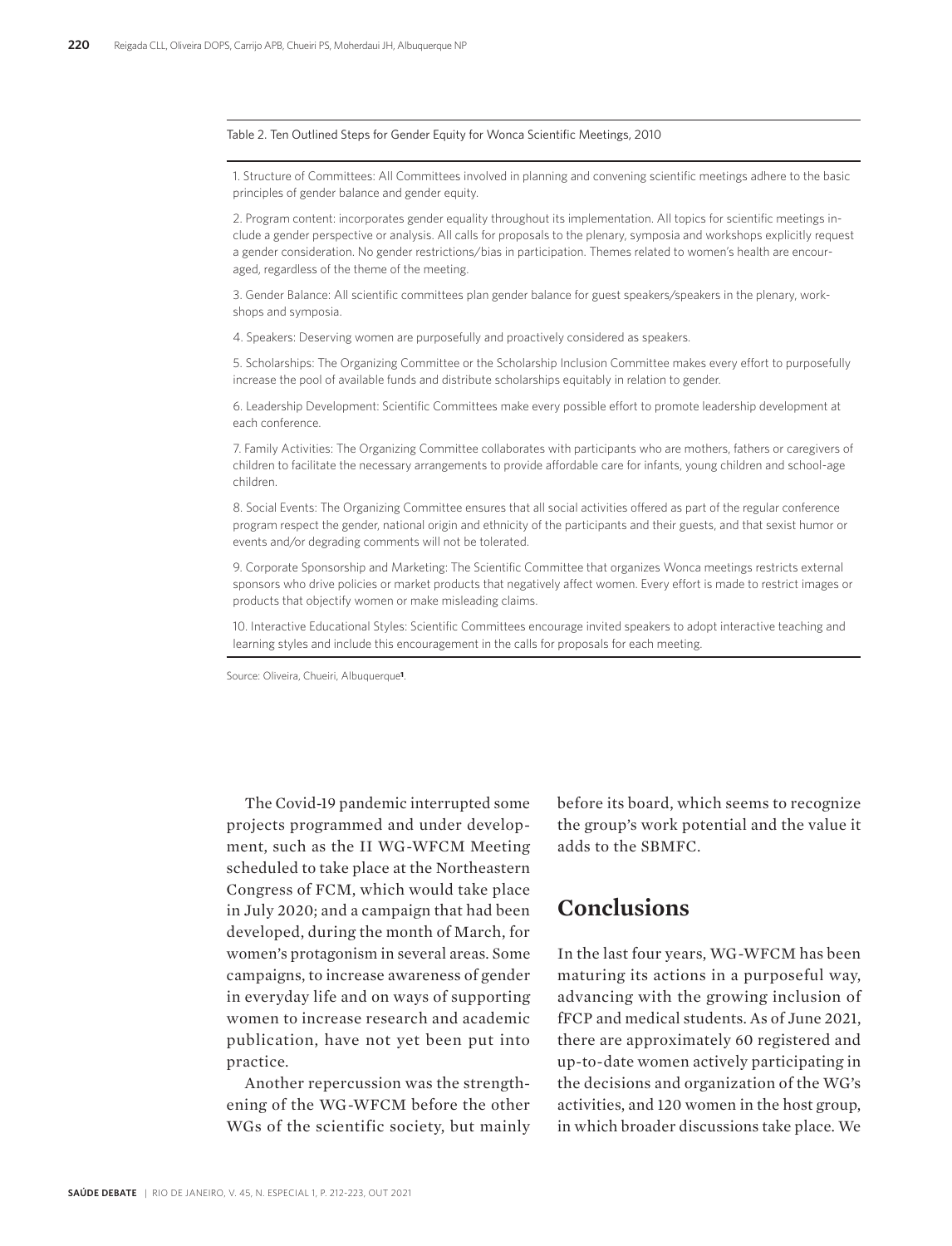Table 2. Ten Outlined Steps for Gender Equity for Wonca Scientific Meetings, 2010

| |
|---|
| 1. Structure of Committees: All Committees involved in planning and convening scientific meetings adhere to the basic principles of gender balance and gender equity. |
| 2. Program content: incorporates gender equality throughout its implementation. All topics for scientific meetings include a gender perspective or analysis. All calls for proposals to the plenary, symposia and workshops explicitly request a gender consideration. No gender restrictions/bias in participation. Themes related to women's health are encouraged, regardless of the theme of the meeting. |
| 3. Gender Balance: All scientific committees plan gender balance for guest speakers/speakers in the plenary, workshops and symposia. |
| 4. Speakers: Deserving women are purposefully and proactively considered as speakers. |
| 5. Scholarships: The Organizing Committee or the Scholarship Inclusion Committee makes every effort to purposefully increase the pool of available funds and distribute scholarships equitably in relation to gender. |
| 6. Leadership Development: Scientific Committees make every possible effort to promote leadership development at each conference. |
| 7. Family Activities: The Organizing Committee collaborates with participants who are mothers, fathers or caregivers of children to facilitate the necessary arrangements to provide affordable care for infants, young children and school-age children. |
| 8. Social Events: The Organizing Committee ensures that all social activities offered as part of the regular conference program respect the gender, national origin and ethnicity of the participants and their guests, and that sexist humor or events and/or degrading comments will not be tolerated. |
| 9. Corporate Sponsorship and Marketing: The Scientific Committee that organizes Wonca meetings restricts external sponsors who drive policies or market products that negatively affect women. Every effort is made to restrict images or products that objectify women or make misleading claims. |
| 10. Interactive Educational Styles: Scientific Committees encourage invited speakers to adopt interactive teaching and learning styles and include this encouragement in the calls for proposals for each meeting. |

Source: Oliveira, Chueiri, Albuquerque[1].

The Covid-19 pandemic interrupted some projects programmed and under development, such as the II WG-WFCM Meeting scheduled to take place at the Northeastern Congress of FCM, which would take place in July 2020; and a campaign that had been developed, during the month of March, for women's protagonism in several areas. Some campaigns, to increase awareness of gender in everyday life and on ways of supporting women to increase research and academic publication, have not yet been put into practice.

Another repercussion was the strengthening of the WG-WFCM before the other WGs of the scientific society, but mainly before its board, which seems to recognize the group's work potential and the value it adds to the SBMFC.

## Conclusions

In the last four years, WG-WFCM has been maturing its actions in a purposeful way, advancing with the growing inclusion of fFCP and medical students. As of June 2021, there are approximately 60 registered and up-to-date women actively participating in the decisions and organization of the WG's activities, and 120 women in the host group, in which broader discussions take place. We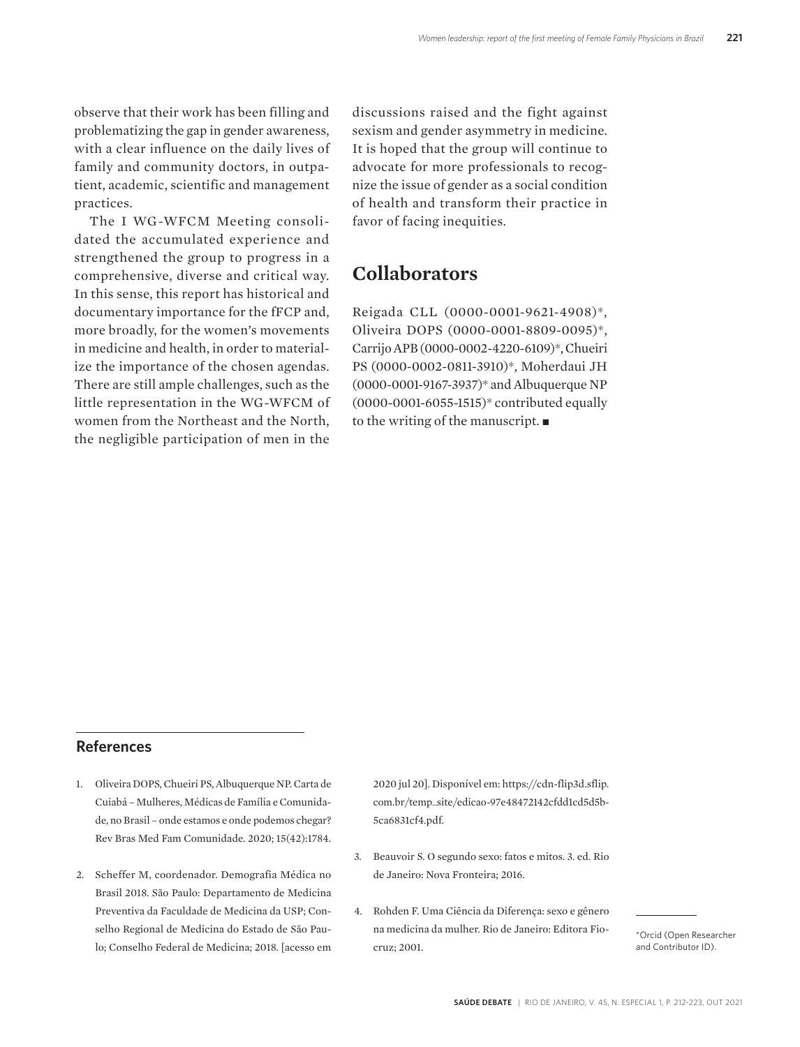observe that their work has been filling and problematizing the gap in gender awareness, with a clear influence on the daily lives of family and community doctors, in outpatient, academic, scientific and management practices.

The I WG-WFCM Meeting consolidated the accumulated experience and strengthened the group to progress in a comprehensive, diverse and critical way. In this sense, this report has historical and documentary importance for the fFCP and, more broadly, for the women's movements in medicine and health, in order to materialize the importance of the chosen agendas. There are still ample challenges, such as the little representation in the WG-WFCM of women from the Northeast and the North, the negligible participation of men in the discussions raised and the fight against sexism and gender asymmetry in medicine. It is hoped that the group will continue to advocate for more professionals to recognize the issue of gender as a social condition of health and transform their practice in favor of facing inequities.

## Collaborators

Reigada CLL (0000-0001-9621-4908)*, Oliveira DOPS (0000-0001-8809-0095)*, Carrijo APB (0000-0002-4220-6109)*, Chueiri PS (0000-0002-0811-3910)*, Moherdaui JH (0000-0001-9167-3937)* and Albuquerque NP (0000-0001-6055-1515)* contributed equally to the writing of the manuscript. ■

## References

1. Oliveira DOPS, Chueiri PS, Albuquerque NP. Carta de Cuiabá – Mulheres, Médicas de Família e Comunidade, no Brasil – onde estamos e onde podemos chegar? Rev Bras Med Fam Comunidade. 2020; 15(42):1784.
2. Scheffer M, coordenador. Demografia Médica no Brasil 2018. São Paulo: Departamento de Medicina Preventiva da Faculdade de Medicina da USP; Conselho Regional de Medicina do Estado de São Paulo; Conselho Federal de Medicina; 2018. [acesso em 2020 jul 20]. Disponível em: https://cdn-flip3d.sflip.com.br/temp_site/edicao-97e48472142cfdd1cd5d5b-5ca6831cf4.pdf.
3. Beauvoir S. O segundo sexo: fatos e mitos. 3. ed. Rio de Janeiro: Nova Fronteira; 2016.
4. Rohden F. Uma Ciência da Diferença: sexo e gênero na medicina da mulher. Rio de Janeiro: Editora Fiocruz; 2001.

*Orcid (Open Researcher and Contributor ID).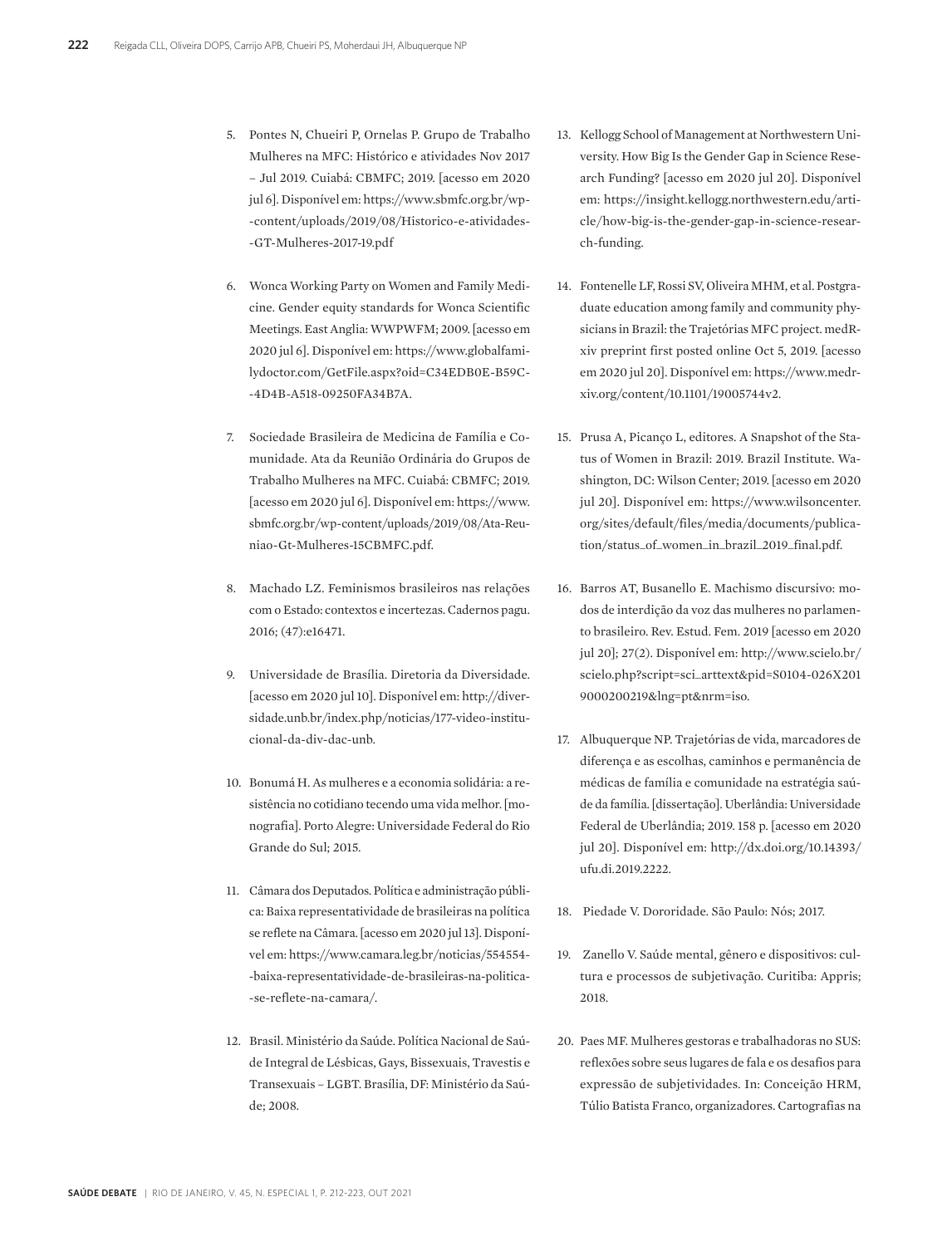5. Pontes N, Chueiri P, Ornelas P. Grupo de Trabalho Mulheres na MFC: Histórico e atividades Nov 2017 – Jul 2019. Cuiabá: CBMFC; 2019. [acesso em 2020 jul 6]. Disponível em: https://www.sbmfc.org.br/wp-content/uploads/2019/08/Historico-e-atividades-GT-Mulheres-2017-19.pdf

6. Wonca Working Party on Women and Family Medicine. Gender equity standards for Wonca Scientific Meetings. East Anglia: WWPWFM; 2009. [acesso em 2020 jul 6]. Disponível em: https://www.globalfamilydoctor.com/GetFile.aspx?oid=C34EDB0E-B59C-4D4B-A518-09250FA34B7A.

7. Sociedade Brasileira de Medicina de Família e Comunidade. Ata da Reunião Ordinária do Grupos de Trabalho Mulheres na MFC. Cuiabá: CBMFC; 2019. [acesso em 2020 jul 6]. Disponível em: https://www.sbmfc.org.br/wp-content/uploads/2019/08/Ata-Reuniao-Gt-Mulheres-15CBMFC.pdf.

8. Machado LZ. Feminismos brasileiros nas relações com o Estado: contextos e incertezas. Cadernos pagu. 2016; (47):e16471.

9. Universidade de Brasília. Diretoria da Diversidade. [acesso em 2020 jul 10]. Disponível em: http://diversidade.unb.br/index.php/noticias/177-video-institucional-da-div-dac-unb.

10. Bonumá H. As mulheres e a economia solidária: a resistência no cotidiano tecendo uma vida melhor. [monografia]. Porto Alegre: Universidade Federal do Rio Grande do Sul; 2015.

11. Câmara dos Deputados. Política e administração pública: Baixa representatividade de brasileiras na política se reflete na Câmara. [acesso em 2020 jul 13]. Disponível em: https://www.camara.leg.br/noticias/554554-baixa-representatividade-de-brasileiras-na-politica-se-reflete-na-camara/.

12. Brasil. Ministério da Saúde. Política Nacional de Saúde Integral de Lésbicas, Gays, Bissexuais, Travestis e Transexuais – LGBT. Brasília, DF: Ministério da Saúde; 2008.

13. Kellogg School of Management at Northwestern University. How Big Is the Gender Gap in Science Research Funding? [acesso em 2020 jul 20]. Disponível em: https://insight.kellogg.northwestern.edu/article/how-big-is-the-gender-gap-in-science-research-funding.

14. Fontenelle LF, Rossi SV, Oliveira MHM, et al. Postgraduate education among family and community physicians in Brazil: the Trajetórias MFC project. medRxiv preprint first posted online Oct 5, 2019. [acesso em 2020 jul 20]. Disponível em: https://www.medrxiv.org/content/10.1101/19005744v2.

15. Prusa A, Picanço L, editores. A Snapshot of the Status of Women in Brazil: 2019. Brazil Institute. Washington, DC: Wilson Center; 2019. [acesso em 2020 jul 20]. Disponível em: https://www.wilsoncenter.org/sites/default/files/media/documents/publication/status_of_women_in_brazil_2019_final.pdf.

16. Barros AT, Busanello E. Machismo discursivo: modos de interdição da voz das mulheres no parlamento brasileiro. Rev. Estud. Fem. 2019 [acesso em 2020 jul 20]; 27(2). Disponível em: http://www.scielo.br/scielo.php?script=sci_arttext&pid=S0104-026X2019000200219&lng=pt&nrm=iso.

17. Albuquerque NP. Trajetórias de vida, marcadores de diferença e as escolhas, caminhos e permanência de médicas de família e comunidade na estratégia saúde da família. [dissertação]. Uberlândia: Universidade Federal de Uberlândia; 2019. 158 p. [acesso em 2020 jul 20]. Disponível em: http://dx.doi.org/10.14393/ufu.di.2019.2222.

18. Piedade V. Dororidade. São Paulo: Nós; 2017.

19. Zanello V. Saúde mental, gênero e dispositivos: cultura e processos de subjetivação. Curitiba: Appris; 2018.

20. Paes MF. Mulheres gestoras e trabalhadoras no SUS: reflexões sobre seus lugares de fala e os desafios para expressão de subjetividades. In: Conceição HRM, Túlio Batista Franco, organizadores. Cartografias na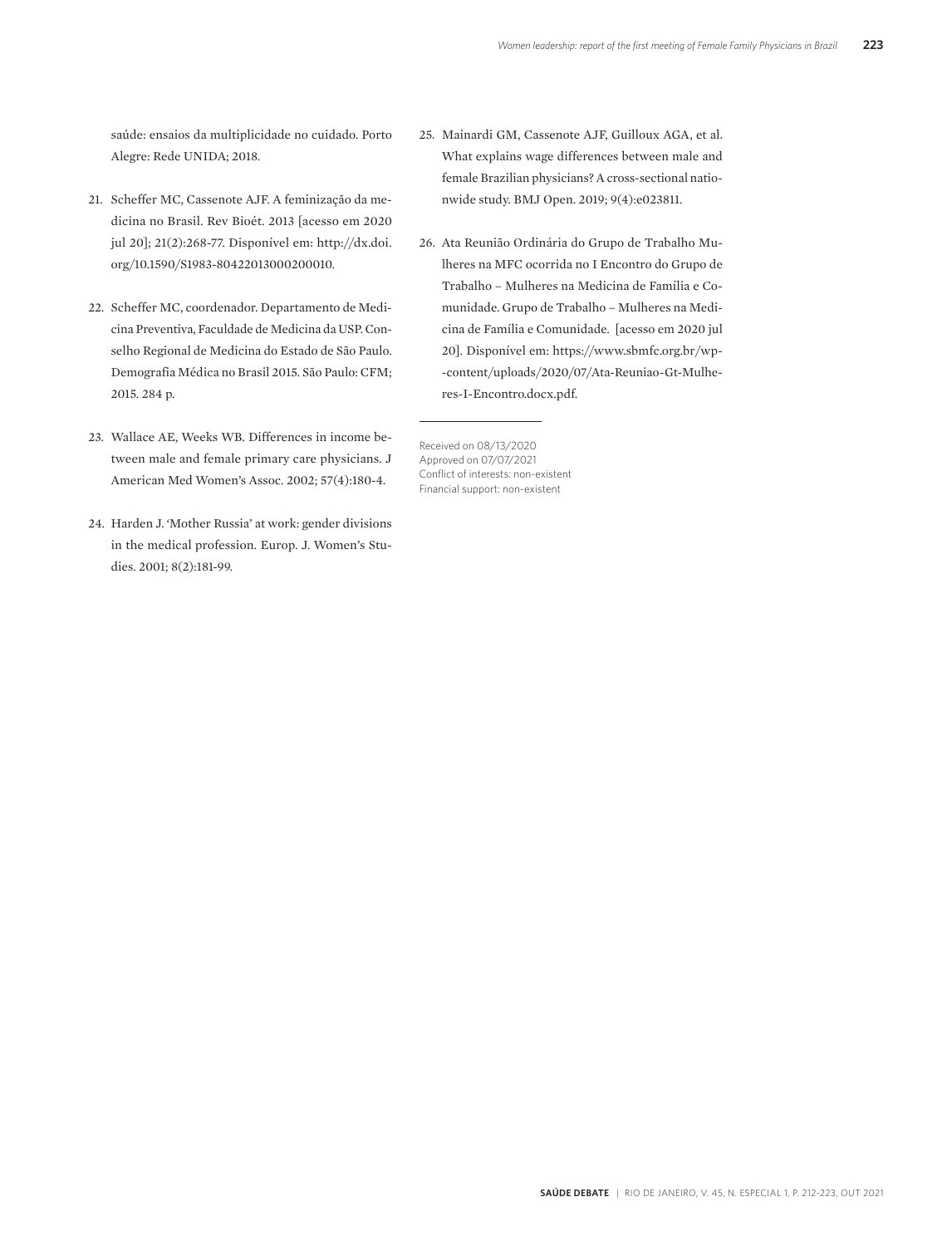saúde: ensaios da multiplicidade no cuidado. Porto Alegre: Rede UNIDA; 2018.

21. Scheffer MC, Cassenote AJF. A feminização da medicina no Brasil. Rev Bioét. 2013 [acesso em 2020 jul 20]; 21(2):268-77. Disponível em: http://dx.doi.org/10.1590/S1983-80422013000200010.

22. Scheffer MC, coordenador. Departamento de Medicina Preventiva, Faculdade de Medicina da USP. Conselho Regional de Medicina do Estado de São Paulo. Demografia Médica no Brasil 2015. São Paulo: CFM; 2015. 284 p.

23. Wallace AE, Weeks WB. Differences in income between male and female primary care physicians. J American Med Women's Assoc. 2002; 57(4):180-4.

24. Harden J. 'Mother Russia' at work: gender divisions in the medical profession. Europ. J. Women's Studies. 2001; 8(2):181-99.

25. Mainardi GM, Cassenote AJF, Guilloux AGA, et al. What explains wage differences between male and female Brazilian physicians? A cross-sectional nationwide study. BMJ Open. 2019; 9(4):e023811.

26. Ata Reunião Ordinária do Grupo de Trabalho Mulheres na MFC ocorrida no I Encontro do Grupo de Trabalho – Mulheres na Medicina de Família e Comunidade. Grupo de Trabalho – Mulheres na Medicina de Família e Comunidade. [acesso em 2020 jul 20]. Disponível em: https://www.sbmfc.org.br/wp-content/uploads/2020/07/Ata-Reuniao-Gt-Mulheres-I-Encontro.docx.pdf.

---

Received on 08/13/2020
Approved on 07/07/2021
Conflict of interests: non-existent
Financial support: non-existent